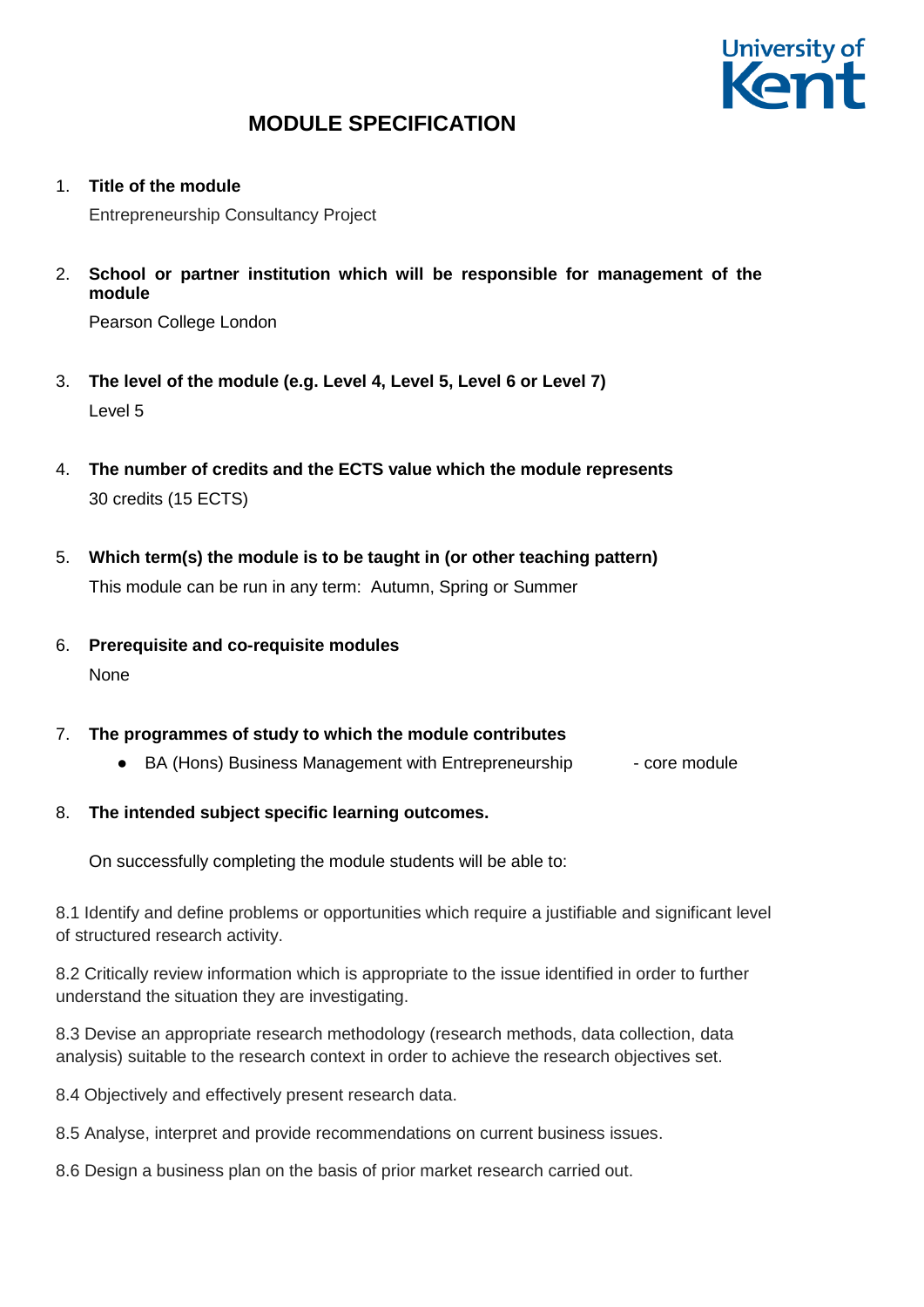# MODULE SPECIFICATION

1. **Title of the module**

   Entrepreneurship Consultancy Project

2. **School or partner institution which will be responsible for management of the module**

   Pearson College London

3. **The level of the module (e.g. Level 4, Level 5, Level 6 or Level 7)**

   Level 5

4. **The number of credits and the ECTS value which the module represents**

   30 credits (15 ECTS)

5. **Which term(s) the module is to be taught in (or other teaching pattern)**

   This module can be run in any term: Autumn, Spring or Summer

6. **Prerequisite and co-requisite modules**

   None

7. **The programmes of study to which the module contributes**

   - BA (Hons) Business Management with Entrepreneurship - core module

8. **The intended subject specific learning outcomes.**

   On successfully completing the module students will be able to:

8.1 Identify and define problems or opportunities which require a justifiable and significant level of structured research activity.

8.2 Critically review information which is appropriate to the issue identified in order to further understand the situation they are investigating.

8.3 Devise an appropriate research methodology (research methods, data collection, data analysis) suitable to the research context in order to achieve the research objectives set.

8.4 Objectively and effectively present research data.

8.5 Analyse, interpret and provide recommendations on current business issues.

8.6 Design a business plan on the basis of prior market research carried out.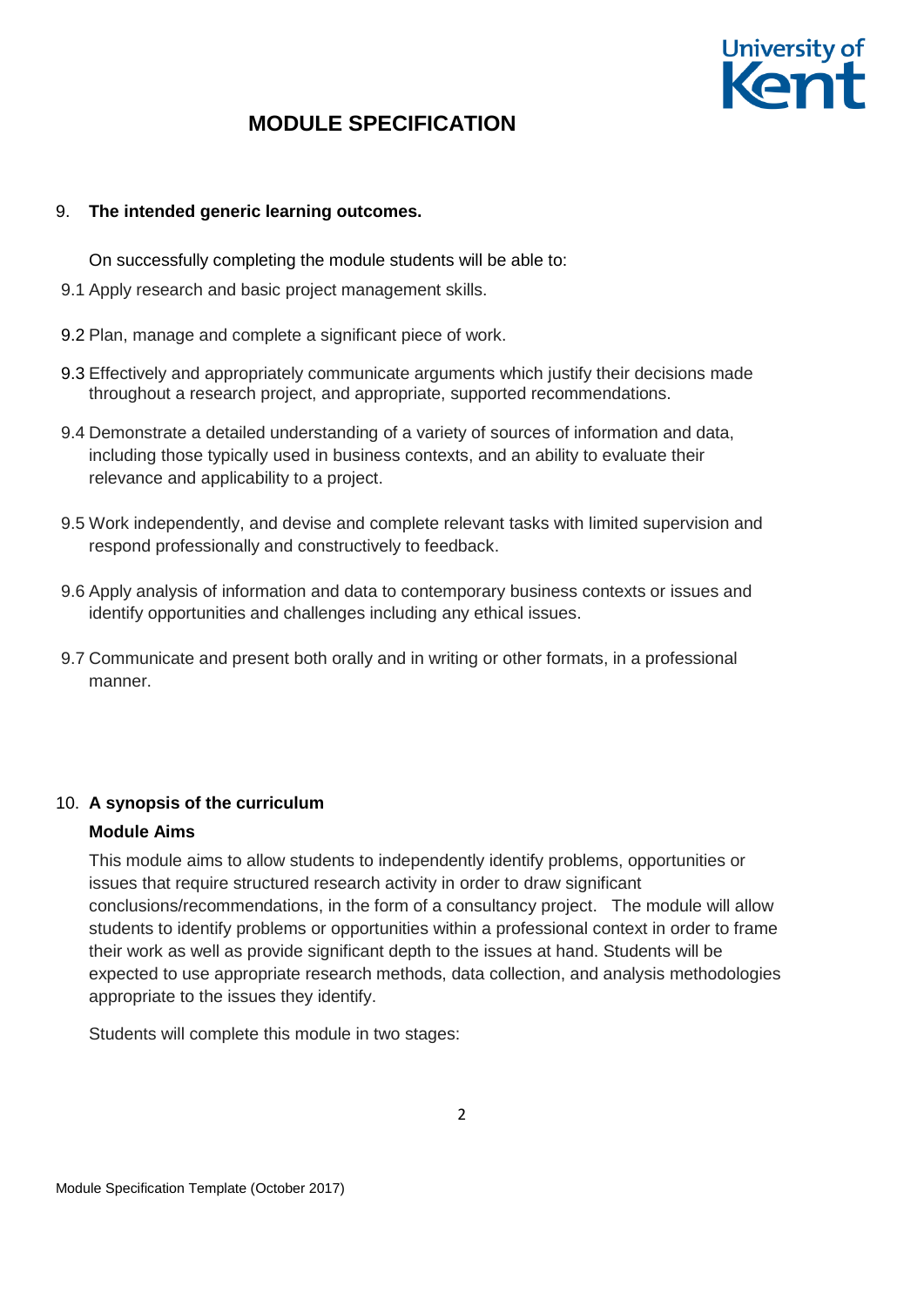# MODULE SPECIFICATION

9. **The intended generic learning outcomes.**

On successfully completing the module students will be able to:

9.1 Apply research and basic project management skills.

9.2 Plan, manage and complete a significant piece of work.

9.3 Effectively and appropriately communicate arguments which justify their decisions made throughout a research project, and appropriate, supported recommendations.

9.4 Demonstrate a detailed understanding of a variety of sources of information and data, including those typically used in business contexts, and an ability to evaluate their relevance and applicability to a project.

9.5 Work independently, and devise and complete relevant tasks with limited supervision and respond professionally and constructively to feedback.

9.6 Apply analysis of information and data to contemporary business contexts or issues and identify opportunities and challenges including any ethical issues.

9.7 Communicate and present both orally and in writing or other formats, in a professional manner.

10. **A synopsis of the curriculum**

**Module Aims**

This module aims to allow students to independently identify problems, opportunities or issues that require structured research activity in order to draw significant conclusions/recommendations, in the form of a consultancy project. The module will allow students to identify problems or opportunities within a professional context in order to frame their work as well as provide significant depth to the issues at hand. Students will be expected to use appropriate research methods, data collection, and analysis methodologies appropriate to the issues they identify.

Students will complete this module in two stages: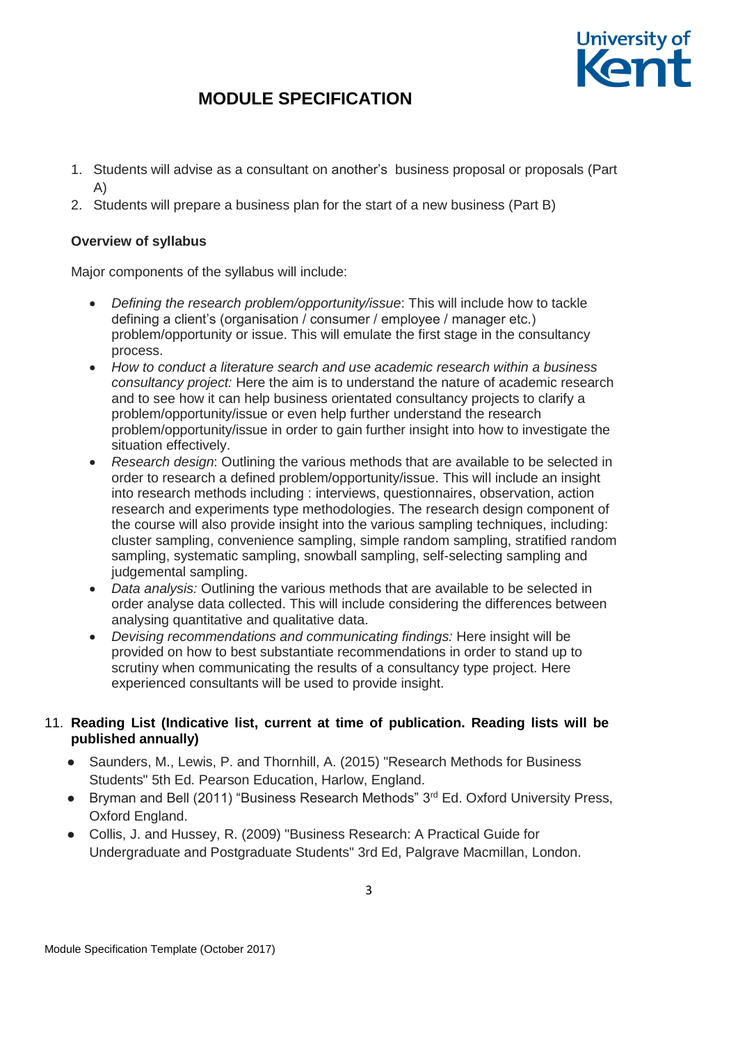1. Students will advise as a consultant on another's business proposal or proposals (Part A)
2. Students will prepare a business plan for the start of a new business (Part B)

**Overview of syllabus**

Major components of the syllabus will include:

- *Defining the research problem/opportunity/issue*: This will include how to tackle defining a client's (organisation / consumer / employee / manager etc.) problem/opportunity or issue. This will emulate the first stage in the consultancy process.
- *How to conduct a literature search and use academic research within a business consultancy project:* Here the aim is to understand the nature of academic research and to see how it can help business orientated consultancy projects to clarify a problem/opportunity/issue or even help further understand the research problem/opportunity/issue in order to gain further insight into how to investigate the situation effectively.
- *Research design*: Outlining the various methods that are available to be selected in order to research a defined problem/opportunity/issue. This will include an insight into research methods including : interviews, questionnaires, observation, action research and experiments type methodologies. The research design component of the course will also provide insight into the various sampling techniques, including: cluster sampling, convenience sampling, simple random sampling, stratified random sampling, systematic sampling, snowball sampling, self-selecting sampling and judgemental sampling.
- *Data analysis:* Outlining the various methods that are available to be selected in order analyse data collected. This will include considering the differences between analysing quantitative and qualitative data.
- *Devising recommendations and communicating findings:* Here insight will be provided on how to best substantiate recommendations in order to stand up to scrutiny when communicating the results of a consultancy type project. Here experienced consultants will be used to provide insight.

11. **Reading List (Indicative list, current at time of publication. Reading lists will be published annually)**

- Saunders, M., Lewis, P. and Thornhill, A. (2015) "Research Methods for Business Students" 5th Ed. Pearson Education, Harlow, England.
- Bryman and Bell (2011) "Business Research Methods" 3rd Ed. Oxford University Press, Oxford England.
- Collis, J. and Hussey, R. (2009) "Business Research: A Practical Guide for Undergraduate and Postgraduate Students" 3rd Ed, Palgrave Macmillan, London.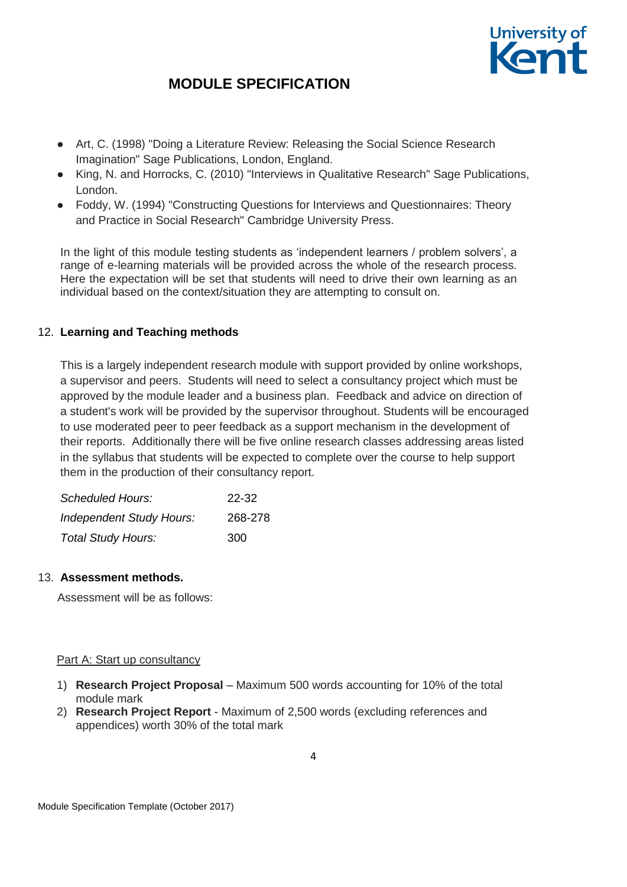- Art, C. (1998) "Doing a Literature Review: Releasing the Social Science Research Imagination" Sage Publications, London, England.
- King, N. and Horrocks, C. (2010) "Interviews in Qualitative Research" Sage Publications, London.
- Foddy, W. (1994) "Constructing Questions for Interviews and Questionnaires: Theory and Practice in Social Research" Cambridge University Press.

In the light of this module testing students as 'independent learners / problem solvers', a range of e-learning materials will be provided across the whole of the research process. Here the expectation will be set that students will need to drive their own learning as an individual based on the context/situation they are attempting to consult on.

## 12. Learning and Teaching methods

This is a largely independent research module with support provided by online workshops, a supervisor and peers. Students will need to select a consultancy project which must be approved by the module leader and a business plan. Feedback and advice on direction of a student's work will be provided by the supervisor throughout. Students will be encouraged to use moderated peer to peer feedback as a support mechanism in the development of their reports. Additionally there will be five online research classes addressing areas listed in the syllabus that students will be expected to complete over the course to help support them in the production of their consultancy report.

| | |
|---|---|
| *Scheduled Hours:* | 22-32 |
| *Independent Study Hours:* | 268-278 |
| *Total Study Hours:* | 300 |

## 13. Assessment methods.

Assessment will be as follows:

Part A: Start up consultancy

1) **Research Project Proposal** – Maximum 500 words accounting for 10% of the total module mark
2) **Research Project Report** - Maximum of 2,500 words (excluding references and appendices) worth 30% of the total mark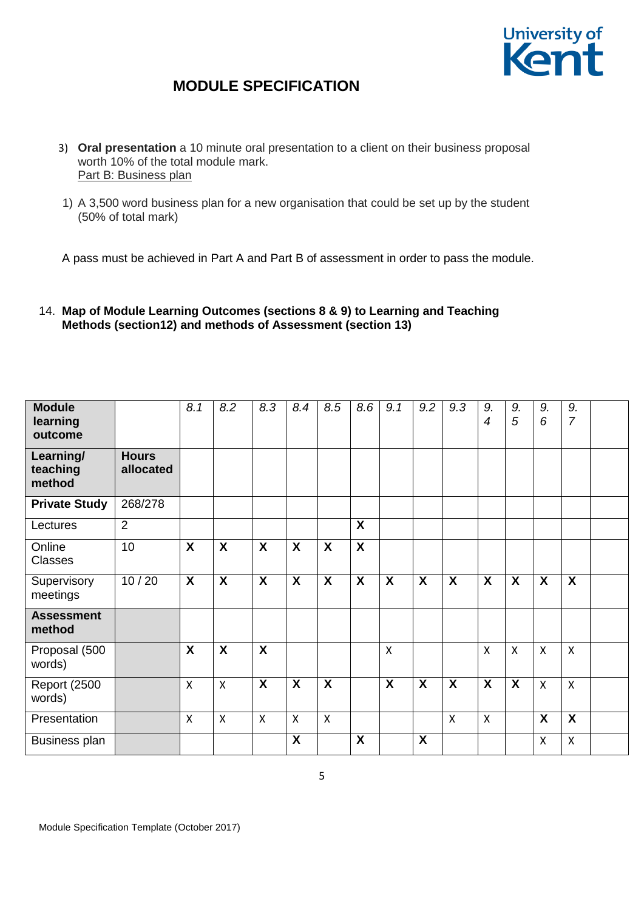# MODULE SPECIFICATION

3) **Oral presentation** a 10 minute oral presentation to a client on their business proposal worth 10% of the total module mark.
   Part B: Business plan

1) A 3,500 word business plan for a new organisation that could be set up by the student (50% of total mark)

A pass must be achieved in Part A and Part B of assessment in order to pass the module.

14. **Map of Module Learning Outcomes (sections 8 & 9) to Learning and Teaching Methods (section12) and methods of Assessment (section 13)**

| **Module learning outcome** | | *8.1* | *8.2* | *8.3* | *8.4* | *8.5* | *8.6* | *9.1* | *9.2* | *9.3* | *9.4* | *9.5* | *9.6* | *9.7* | |
|---|---|---|---|---|---|---|---|---|---|---|---|---|---|---|---|
| **Learning/ teaching method** | **Hours allocated** | | | | | | | | | | | | | | |
| **Private Study** | 268/278 | | | | | | | | | | | | | | |
| Lectures | 2 | | | | | | **X** | | | | | | | | |
| Online Classes | 10 | **X** | **X** | **X** | **X** | **X** | **X** | | | | | | | | |
| Supervisory meetings | 10 / 20 | **X** | **X** | **X** | **X** | **X** | **X** | **X** | **X** | **X** | **X** | **X** | **X** | **X** | |
| **Assessment method** | | | | | | | | | | | | | | | |
| Proposal (500 words) | | **X** | **X** | **X** | | | | X | | | X | X | X | X | |
| Report (2500 words) | | X | X | **X** | **X** | **X** | | **X** | **X** | **X** | **X** | **X** | X | X | |
| Presentation | | X | X | X | X | X | | | | X | X | | **X** | **X** | |
| Business plan | | | | | **X** | | **X** | | **X** | | | | X | X | |

Module Specification Template (October 2017)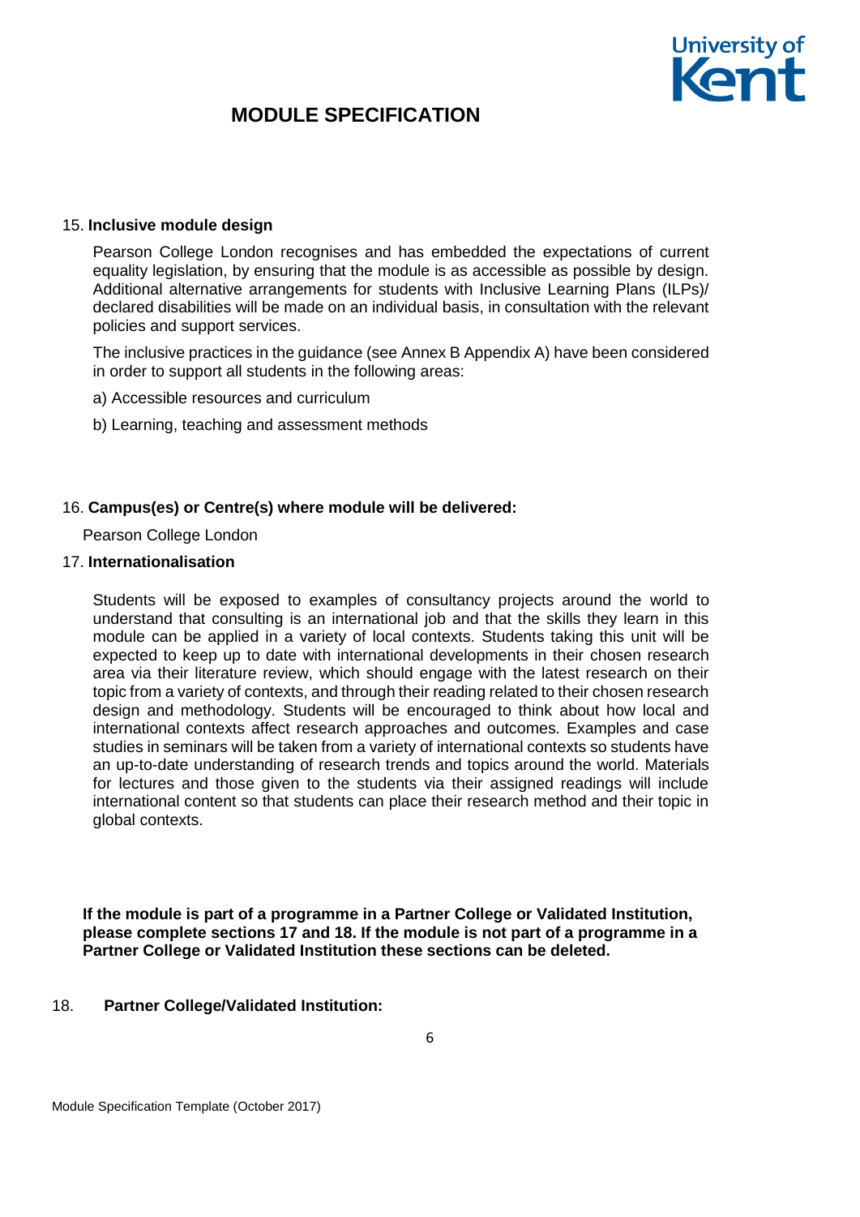# MODULE SPECIFICATION

15. **Inclusive module design**

    Pearson College London recognises and has embedded the expectations of current equality legislation, by ensuring that the module is as accessible as possible by design. Additional alternative arrangements for students with Inclusive Learning Plans (ILPs)/ declared disabilities will be made on an individual basis, in consultation with the relevant policies and support services.

    The inclusive practices in the guidance (see Annex B Appendix A) have been considered in order to support all students in the following areas:

    a) Accessible resources and curriculum

    b) Learning, teaching and assessment methods

16. **Campus(es) or Centre(s) where module will be delivered:**

    Pearson College London

17. **Internationalisation**

    Students will be exposed to examples of consultancy projects around the world to understand that consulting is an international job and that the skills they learn in this module can be applied in a variety of local contexts. Students taking this unit will be expected to keep up to date with international developments in their chosen research area via their literature review, which should engage with the latest research on their topic from a variety of contexts, and through their reading related to their chosen research design and methodology. Students will be encouraged to think about how local and international contexts affect research approaches and outcomes. Examples and case studies in seminars will be taken from a variety of international contexts so students have an up-to-date understanding of research trends and topics around the world. Materials for lectures and those given to the students via their assigned readings will include international content so that students can place their research method and their topic in global contexts.

**If the module is part of a programme in a Partner College or Validated Institution, please complete sections 17 and 18. If the module is not part of a programme in a Partner College or Validated Institution these sections can be deleted.**

18. **Partner College/Validated Institution:**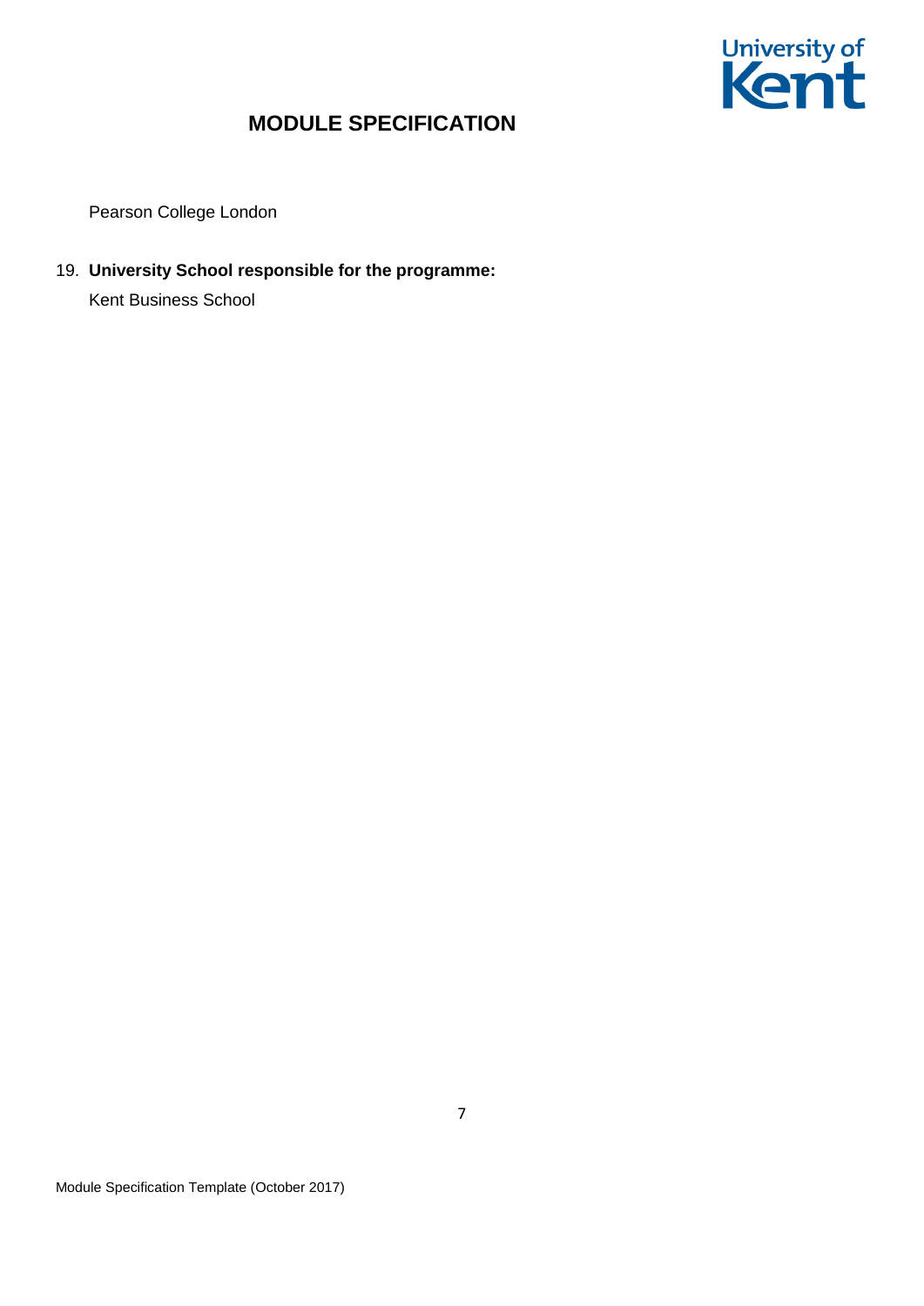Pearson College London

19. **University School responsible for the programme:**

    Kent Business School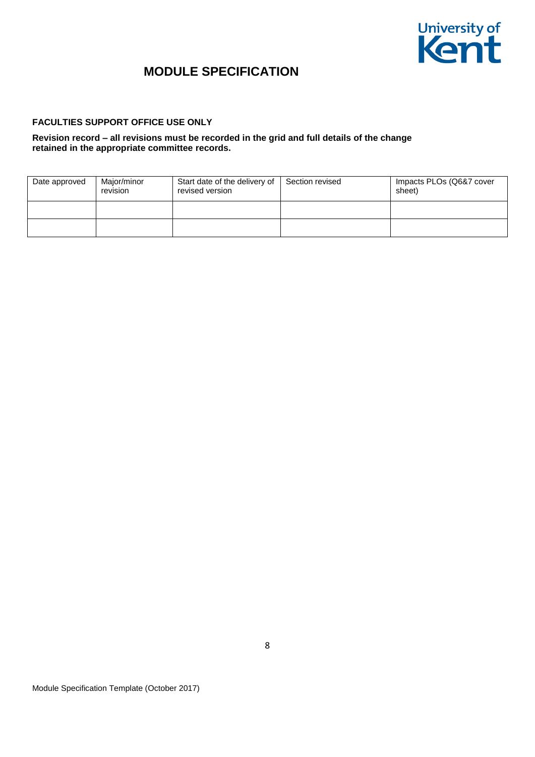# MODULE SPECIFICATION

**FACULTIES SUPPORT OFFICE USE ONLY**

**Revision record – all revisions must be recorded in the grid and full details of the change retained in the appropriate committee records.**

| Date approved | Major/minor revision | Start date of the delivery of revised version | Section revised | Impacts PLOs (Q6&7 cover sheet) |
|---|---|---|---|---|
| | | | | |
| | | | | |

Module Specification Template (October 2017)